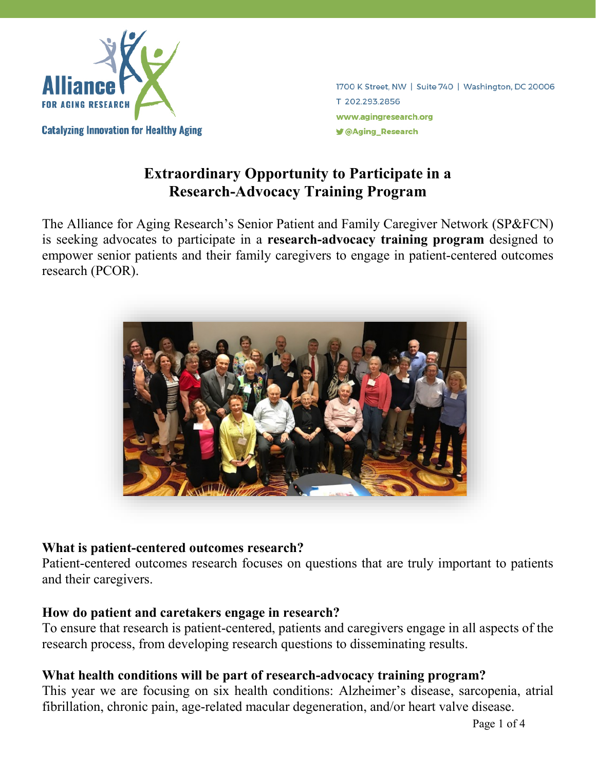Alliance FOR AGING RESEARCH

Catalyzing Innovation for Healthy Aging

1700 K Street, NW | Suite 740 | Washington, DC 20006
T 202.293.2856
www.agingresearch.org
@Aging_Research

# Extraordinary Opportunity to Participate in a Research-Advocacy Training Program

The Alliance for Aging Research's Senior Patient and Family Caregiver Network (SP&FCN) is seeking advocates to participate in a **research-advocacy training program** designed to empower senior patients and their family caregivers to engage in patient-centered outcomes research (PCOR).

### What is patient-centered outcomes research?

Patient-centered outcomes research focuses on questions that are truly important to patients and their caregivers.

### How do patient and caretakers engage in research?

To ensure that research is patient-centered, patients and caregivers engage in all aspects of the research process, from developing research questions to disseminating results.

### What health conditions will be part of research-advocacy training program?

This year we are focusing on six health conditions: Alzheimer's disease, sarcopenia, atrial fibrillation, chronic pain, age-related macular degeneration, and/or heart valve disease.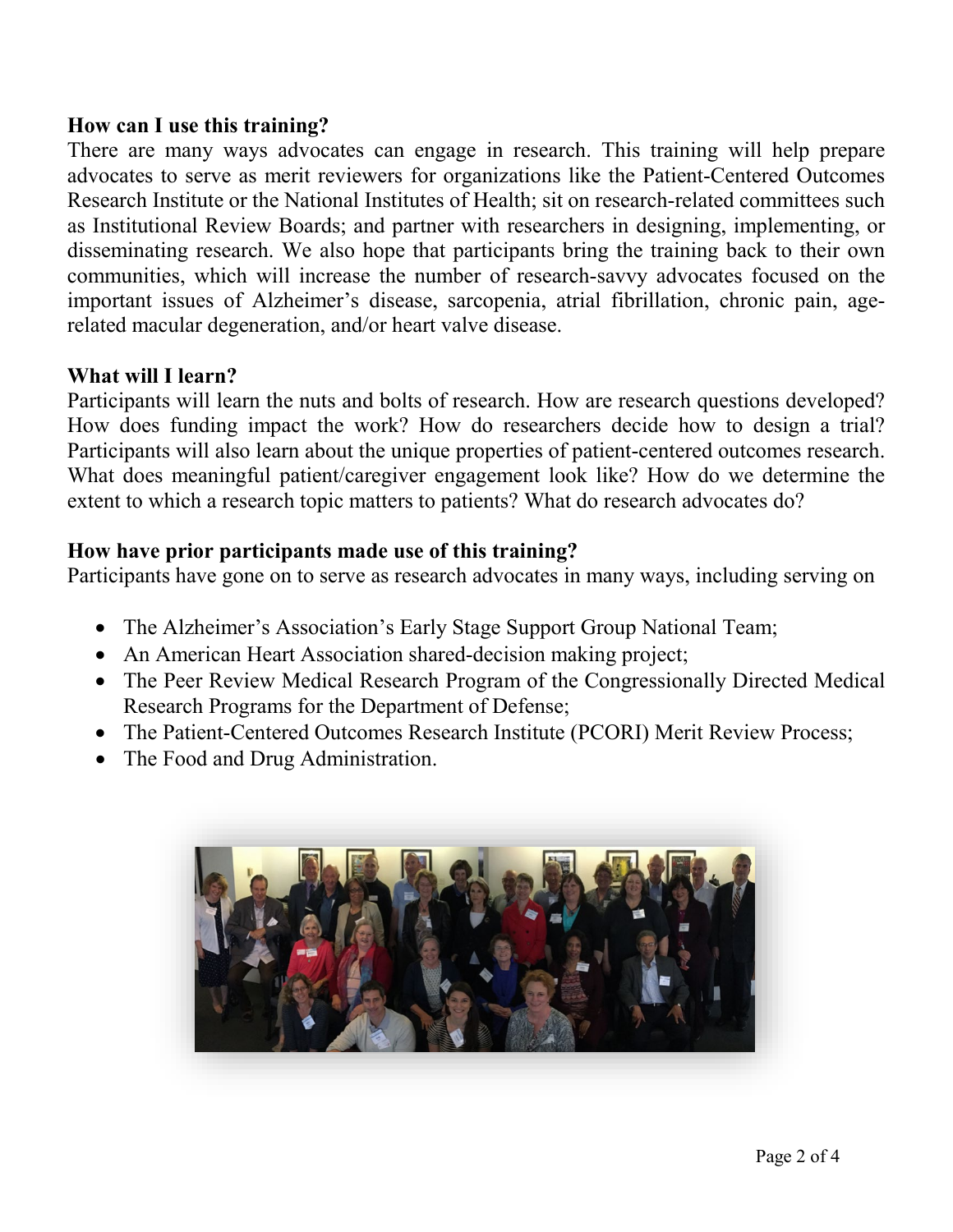**How can I use this training?**

There are many ways advocates can engage in research. This training will help prepare advocates to serve as merit reviewers for organizations like the Patient-Centered Outcomes Research Institute or the National Institutes of Health; sit on research-related committees such as Institutional Review Boards; and partner with researchers in designing, implementing, or disseminating research. We also hope that participants bring the training back to their own communities, which will increase the number of research-savvy advocates focused on the important issues of Alzheimer's disease, sarcopenia, atrial fibrillation, chronic pain, age-related macular degeneration, and/or heart valve disease.

**What will I learn?**

Participants will learn the nuts and bolts of research. How are research questions developed? How does funding impact the work? How do researchers decide how to design a trial? Participants will also learn about the unique properties of patient-centered outcomes research. What does meaningful patient/caregiver engagement look like? How do we determine the extent to which a research topic matters to patients? What do research advocates do?

**How have prior participants made use of this training?**

Participants have gone on to serve as research advocates in many ways, including serving on

- The Alzheimer's Association's Early Stage Support Group National Team;
- An American Heart Association shared-decision making project;
- The Peer Review Medical Research Program of the Congressionally Directed Medical Research Programs for the Department of Defense;
- The Patient-Centered Outcomes Research Institute (PCORI) Merit Review Process;
- The Food and Drug Administration.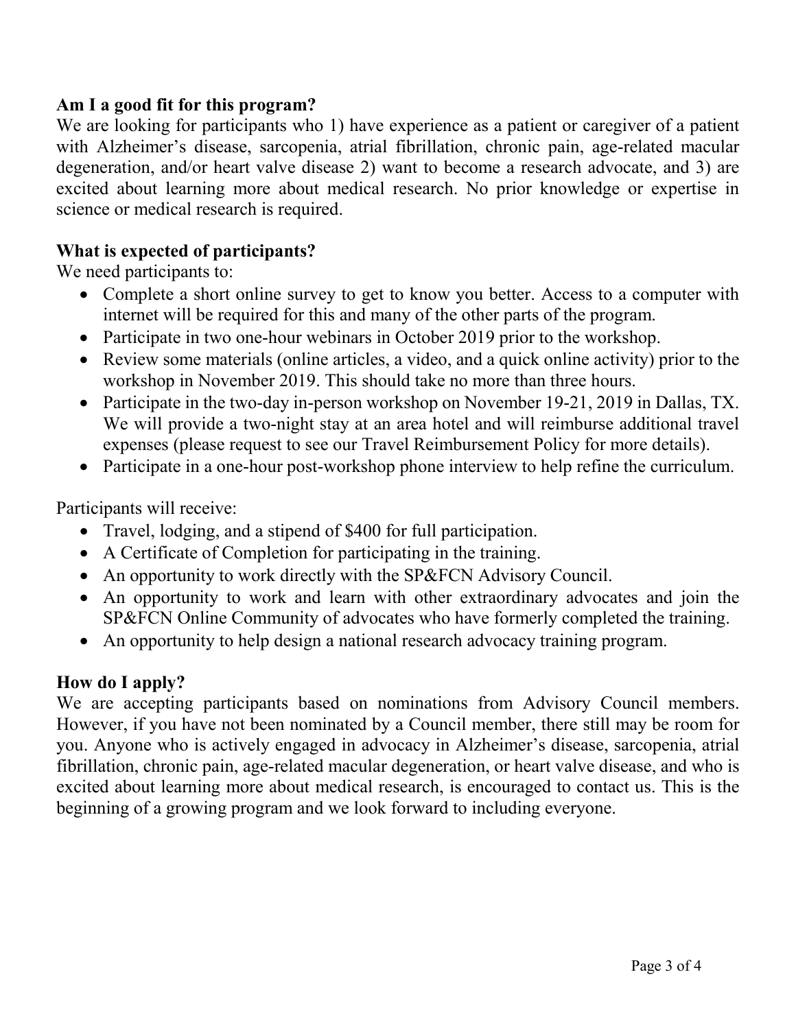**Am I a good fit for this program?**

We are looking for participants who 1) have experience as a patient or caregiver of a patient with Alzheimer's disease, sarcopenia, atrial fibrillation, chronic pain, age-related macular degeneration, and/or heart valve disease 2) want to become a research advocate, and 3) are excited about learning more about medical research. No prior knowledge or expertise in science or medical research is required.

**What is expected of participants?**

We need participants to:

- Complete a short online survey to get to know you better. Access to a computer with internet will be required for this and many of the other parts of the program.
- Participate in two one-hour webinars in October 2019 prior to the workshop.
- Review some materials (online articles, a video, and a quick online activity) prior to the workshop in November 2019. This should take no more than three hours.
- Participate in the two-day in-person workshop on November 19-21, 2019 in Dallas, TX. We will provide a two-night stay at an area hotel and will reimburse additional travel expenses (please request to see our Travel Reimbursement Policy for more details).
- Participate in a one-hour post-workshop phone interview to help refine the curriculum.

Participants will receive:

- Travel, lodging, and a stipend of $400 for full participation.
- A Certificate of Completion for participating in the training.
- An opportunity to work directly with the SP&FCN Advisory Council.
- An opportunity to work and learn with other extraordinary advocates and join the SP&FCN Online Community of advocates who have formerly completed the training.
- An opportunity to help design a national research advocacy training program.

**How do I apply?**

We are accepting participants based on nominations from Advisory Council members. However, if you have not been nominated by a Council member, there still may be room for you. Anyone who is actively engaged in advocacy in Alzheimer's disease, sarcopenia, atrial fibrillation, chronic pain, age-related macular degeneration, or heart valve disease, and who is excited about learning more about medical research, is encouraged to contact us. This is the beginning of a growing program and we look forward to including everyone.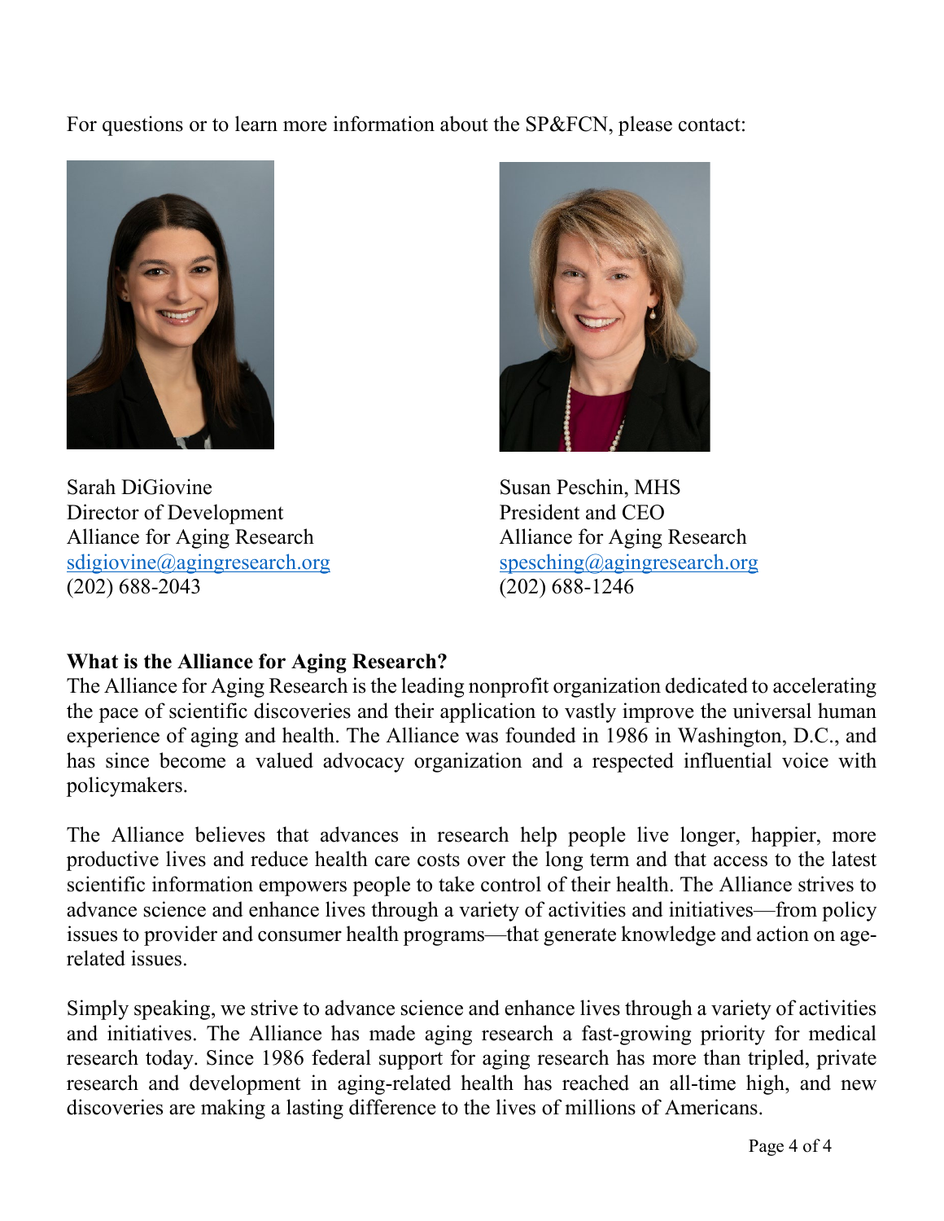For questions or to learn more information about the SP&FCN, please contact:

Sarah DiGiovine
Director of Development
Alliance for Aging Research
sdigiovine@agingresearch.org
(202) 688-2043

Susan Peschin, MHS
President and CEO
Alliance for Aging Research
spesching@agingresearch.org
(202) 688-1246

**What is the Alliance for Aging Research?**

The Alliance for Aging Research is the leading nonprofit organization dedicated to accelerating the pace of scientific discoveries and their application to vastly improve the universal human experience of aging and health. The Alliance was founded in 1986 in Washington, D.C., and has since become a valued advocacy organization and a respected influential voice with policymakers.

The Alliance believes that advances in research help people live longer, happier, more productive lives and reduce health care costs over the long term and that access to the latest scientific information empowers people to take control of their health. The Alliance strives to advance science and enhance lives through a variety of activities and initiatives—from policy issues to provider and consumer health programs—that generate knowledge and action on age-related issues.

Simply speaking, we strive to advance science and enhance lives through a variety of activities and initiatives. The Alliance has made aging research a fast-growing priority for medical research today. Since 1986 federal support for aging research has more than tripled, private research and development in aging-related health has reached an all-time high, and new discoveries are making a lasting difference to the lives of millions of Americans.